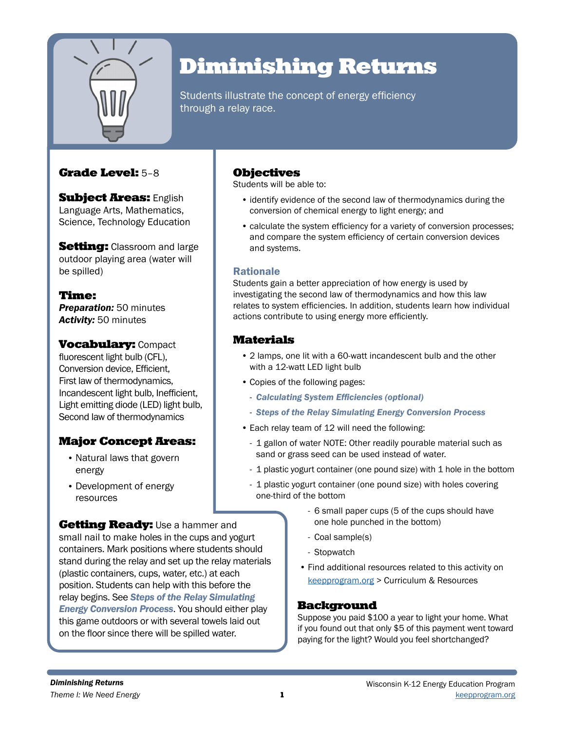# Diminishing Returns

Students illustrate the concept of energy efficiency through a relay race.

**Grade Level:** 5–8

**Subject Areas:** English Language Arts, Mathematics, Science, Technology Education

**Setting:** Classroom and large outdoor playing area (water will be spilled)

**Time:**
***Preparation:*** 50 minutes
***Activity:*** 50 minutes

**Vocabulary:** Compact fluorescent light bulb (CFL), Conversion device, Efficient, First law of thermodynamics, Incandescent light bulb, Inefficient, Light emitting diode (LED) light bulb, Second law of thermodynamics

## Major Concept Areas:

- Natural laws that govern energy
- Development of energy resources

**Getting Ready:** Use a hammer and small nail to make holes in the cups and yogurt containers. Mark positions where students should stand during the relay and set up the relay materials (plastic containers, cups, water, etc.) at each position. Students can help with this before the relay begins. See ***Steps of the Relay Simulating Energy Conversion Process***. You should either play this game outdoors or with several towels laid out on the floor since there will be spilled water.

## Objectives

Students will be able to:

- identify evidence of the second law of thermodynamics during the conversion of chemical energy to light energy; and
- calculate the system efficiency for a variety of conversion processes; and compare the system efficiency of certain conversion devices and systems.

### Rationale

Students gain a better appreciation of how energy is used by investigating the second law of thermodynamics and how this law relates to system efficiencies. In addition, students learn how individual actions contribute to using energy more efficiently.

## Materials

- 2 lamps, one lit with a 60-watt incandescent bulb and the other with a 12-watt LED light bulb
- Copies of the following pages:
  - ***Calculating System Efficiencies (optional)***
  - ***Steps of the Relay Simulating Energy Conversion Process***
- Each relay team of 12 will need the following:
  - 1 gallon of water NOTE: Other readily pourable material such as sand or grass seed can be used instead of water.
  - 1 plastic yogurt container (one pound size) with 1 hole in the bottom
  - 1 plastic yogurt container (one pound size) with holes covering one-third of the bottom
  - 6 small paper cups (5 of the cups should have one hole punched in the bottom)
  - Coal sample(s)
  - Stopwatch
- Find additional resources related to this activity on keepprogram.org > Curriculum & Resources

## Background

Suppose you paid $100 a year to light your home. What if you found out that only $5 of this payment went toward paying for the light? Would you feel shortchanged?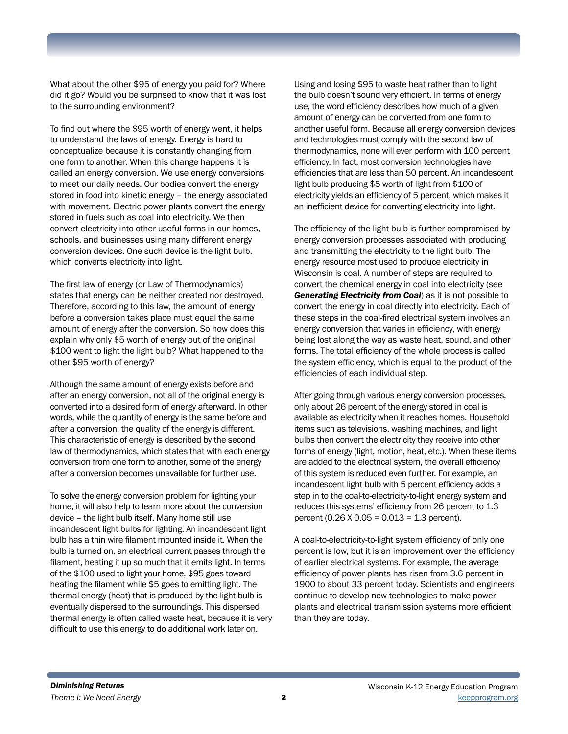What about the other $95 of energy you paid for? Where did it go? Would you be surprised to know that it was lost to the surrounding environment?

To find out where the $95 worth of energy went, it helps to understand the laws of energy. Energy is hard to conceptualize because it is constantly changing from one form to another. When this change happens it is called an energy conversion. We use energy conversions to meet our daily needs. Our bodies convert the energy stored in food into kinetic energy – the energy associated with movement. Electric power plants convert the energy stored in fuels such as coal into electricity. We then convert electricity into other useful forms in our homes, schools, and businesses using many different energy conversion devices. One such device is the light bulb, which converts electricity into light.

The first law of energy (or Law of Thermodynamics) states that energy can be neither created nor destroyed. Therefore, according to this law, the amount of energy before a conversion takes place must equal the same amount of energy after the conversion. So how does this explain why only $5 worth of energy out of the original $100 went to light the light bulb? What happened to the other $95 worth of energy?

Although the same amount of energy exists before and after an energy conversion, not all of the original energy is converted into a desired form of energy afterward. In other words, while the quantity of energy is the same before and after a conversion, the quality of the energy is different. This characteristic of energy is described by the second law of thermodynamics, which states that with each energy conversion from one form to another, some of the energy after a conversion becomes unavailable for further use.

To solve the energy conversion problem for lighting your home, it will also help to learn more about the conversion device – the light bulb itself. Many home still use incandescent light bulbs for lighting. An incandescent light bulb has a thin wire filament mounted inside it. When the bulb is turned on, an electrical current passes through the filament, heating it up so much that it emits light. In terms of the $100 used to light your home, $95 goes toward heating the filament while $5 goes to emitting light. The thermal energy (heat) that is produced by the light bulb is eventually dispersed to the surroundings. This dispersed thermal energy is often called waste heat, because it is very difficult to use this energy to do additional work later on.

Using and losing $95 to waste heat rather than to light the bulb doesn't sound very efficient. In terms of energy use, the word efficiency describes how much of a given amount of energy can be converted from one form to another useful form. Because all energy conversion devices and technologies must comply with the second law of thermodynamics, none will ever perform with 100 percent efficiency. In fact, most conversion technologies have efficiencies that are less than 50 percent. An incandescent light bulb producing $5 worth of light from $100 of electricity yields an efficiency of 5 percent, which makes it an inefficient device for converting electricity into light.

The efficiency of the light bulb is further compromised by energy conversion processes associated with producing and transmitting the electricity to the light bulb. The energy resource most used to produce electricity in Wisconsin is coal. A number of steps are required to convert the chemical energy in coal into electricity (see ***Generating Electricity from Coal***) as it is not possible to convert the energy in coal directly into electricity. Each of these steps in the coal-fired electrical system involves an energy conversion that varies in efficiency, with energy being lost along the way as waste heat, sound, and other forms. The total efficiency of the whole process is called the system efficiency, which is equal to the product of the efficiencies of each individual step.

After going through various energy conversion processes, only about 26 percent of the energy stored in coal is available as electricity when it reaches homes. Household items such as televisions, washing machines, and light bulbs then convert the electricity they receive into other forms of energy (light, motion, heat, etc.). When these items are added to the electrical system, the overall efficiency of this system is reduced even further. For example, an incandescent light bulb with 5 percent efficiency adds a step in to the coal-to-electricity-to-light energy system and reduces this systems' efficiency from 26 percent to 1.3 percent ($0.26 \times 0.05 = 0.013 = 1.3$ percent).

A coal-to-electricity-to-light system efficiency of only one percent is low, but it is an improvement over the efficiency of earlier electrical systems. For example, the average efficiency of power plants has risen from 3.6 percent in 1900 to about 33 percent today. Scientists and engineers continue to develop new technologies to make power plants and electrical transmission systems more efficient than they are today.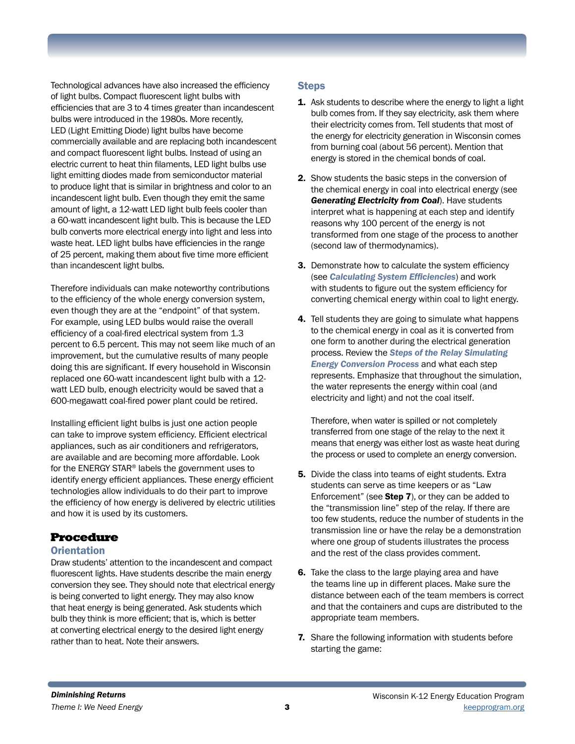Technological advances have also increased the efficiency of light bulbs. Compact fluorescent light bulbs with efficiencies that are 3 to 4 times greater than incandescent bulbs were introduced in the 1980s. More recently, LED (Light Emitting Diode) light bulbs have become commercially available and are replacing both incandescent and compact fluorescent light bulbs. Instead of using an electric current to heat thin filaments, LED light bulbs use light emitting diodes made from semiconductor material to produce light that is similar in brightness and color to an incandescent light bulb. Even though they emit the same amount of light, a 12-watt LED light bulb feels cooler than a 60-watt incandescent light bulb. This is because the LED bulb converts more electrical energy into light and less into waste heat. LED light bulbs have efficiencies in the range of 25 percent, making them about five time more efficient than incandescent light bulbs.

Therefore individuals can make noteworthy contributions to the efficiency of the whole energy conversion system, even though they are at the "endpoint" of that system. For example, using LED bulbs would raise the overall efficiency of a coal-fired electrical system from 1.3 percent to 6.5 percent. This may not seem like much of an improvement, but the cumulative results of many people doing this are significant. If every household in Wisconsin replaced one 60-watt incandescent light bulb with a 12-watt LED bulb, enough electricity would be saved that a 600-megawatt coal-fired power plant could be retired.

Installing efficient light bulbs is just one action people can take to improve system efficiency. Efficient electrical appliances, such as air conditioners and refrigerators, are available and are becoming more affordable. Look for the ENERGY STAR® labels the government uses to identify energy efficient appliances. These energy efficient technologies allow individuals to do their part to improve the efficiency of how energy is delivered by electric utilities and how it is used by its customers.

# Procedure

## Orientation

Draw students' attention to the incandescent and compact fluorescent lights. Have students describe the main energy conversion they see. They should note that electrical energy is being converted to light energy. They may also know that heat energy is being generated. Ask students which bulb they think is more efficient; that is, which is better at converting electrical energy to the desired light energy rather than to heat. Note their answers.

## Steps

1. Ask students to describe where the energy to light a light bulb comes from. If they say electricity, ask them where their electricity comes from. Tell students that most of the energy for electricity generation in Wisconsin comes from burning coal (about 56 percent). Mention that energy is stored in the chemical bonds of coal.

2. Show students the basic steps in the conversion of the chemical energy in coal into electrical energy (see ***Generating Electricity from Coal***). Have students interpret what is happening at each step and identify reasons why 100 percent of the energy is not transformed from one stage of the process to another (second law of thermodynamics).

3. Demonstrate how to calculate the system efficiency (see ***Calculating System Efficiencies***) and work with students to figure out the system efficiency for converting chemical energy within coal to light energy.

4. Tell students they are going to simulate what happens to the chemical energy in coal as it is converted from one form to another during the electrical generation process. Review the ***Steps of the Relay Simulating Energy Conversion Process*** and what each step represents. Emphasize that throughout the simulation, the water represents the energy within coal (and electricity and light) and not the coal itself.

   Therefore, when water is spilled or not completely transferred from one stage of the relay to the next it means that energy was either lost as waste heat during the process or used to complete an energy conversion.

5. Divide the class into teams of eight students. Extra students can serve as time keepers or as "Law Enforcement" (see **Step 7**), or they can be added to the "transmission line" step of the relay. If there are too few students, reduce the number of students in the transmission line or have the relay be a demonstration where one group of students illustrates the process and the rest of the class provides comment.

6. Take the class to the large playing area and have the teams line up in different places. Make sure the distance between each of the team members is correct and that the containers and cups are distributed to the appropriate team members.

7. Share the following information with students before starting the game: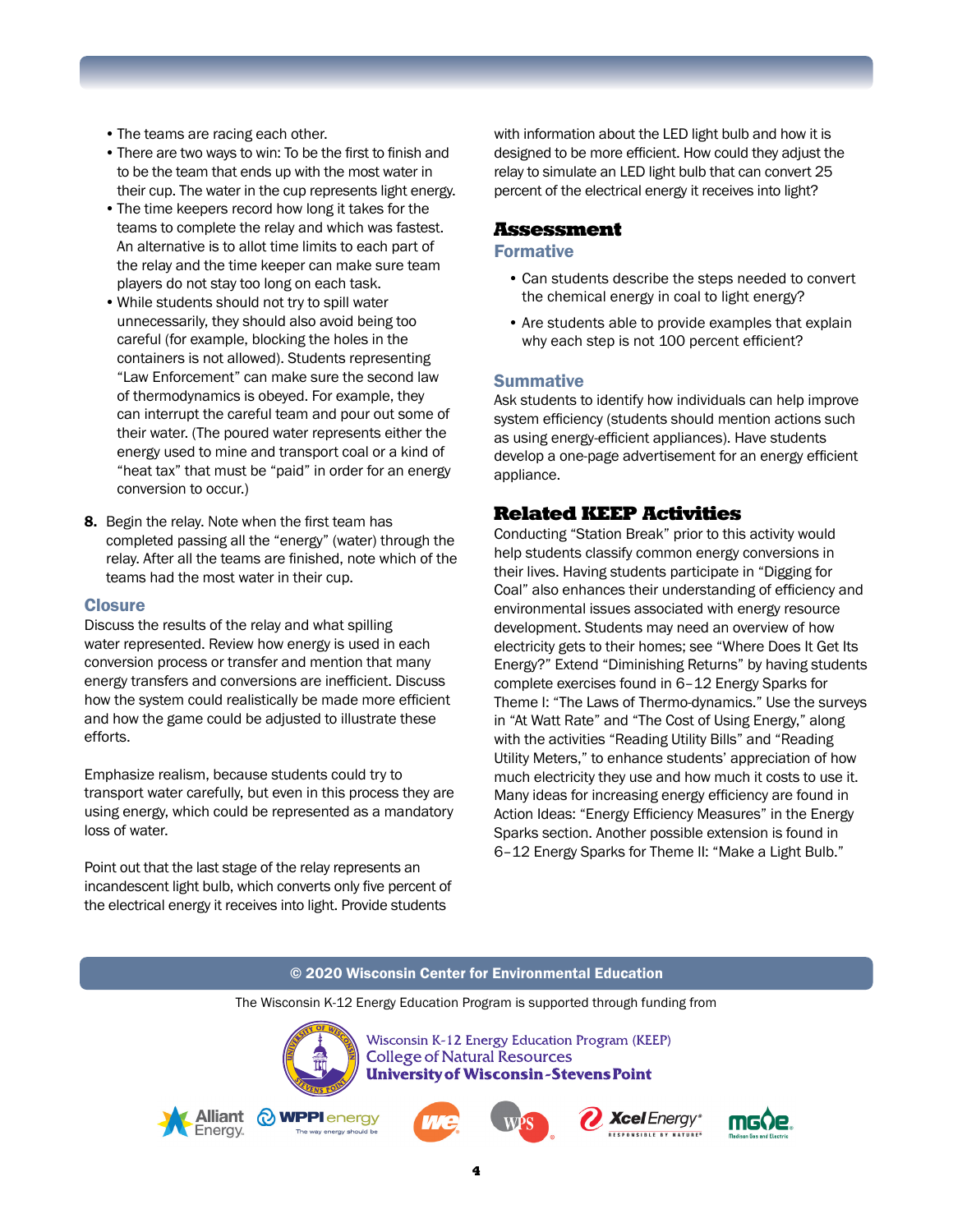- The teams are racing each other.
- There are two ways to win: To be the first to finish and to be the team that ends up with the most water in their cup. The water in the cup represents light energy.
- The time keepers record how long it takes for the teams to complete the relay and which was fastest. An alternative is to allot time limits to each part of the relay and the time keeper can make sure team players do not stay too long on each task.
- While students should not try to spill water unnecessarily, they should also avoid being too careful (for example, blocking the holes in the containers is not allowed). Students representing "Law Enforcement" can make sure the second law of thermodynamics is obeyed. For example, they can interrupt the careful team and pour out some of their water. (The poured water represents either the energy used to mine and transport coal or a kind of "heat tax" that must be "paid" in order for an energy conversion to occur.)

**8.** Begin the relay. Note when the first team has completed passing all the "energy" (water) through the relay. After all the teams are finished, note which of the teams had the most water in their cup.

### Closure

Discuss the results of the relay and what spilling water represented. Review how energy is used in each conversion process or transfer and mention that many energy transfers and conversions are inefficient. Discuss how the system could realistically be made more efficient and how the game could be adjusted to illustrate these efforts.

Emphasize realism, because students could try to transport water carefully, but even in this process they are using energy, which could be represented as a mandatory loss of water.

Point out that the last stage of the relay represents an incandescent light bulb, which converts only five percent of the electrical energy it receives into light. Provide students with information about the LED light bulb and how it is designed to be more efficient. How could they adjust the relay to simulate an LED light bulb that can convert 25 percent of the electrical energy it receives into light?

## Assessment

### Formative

- Can students describe the steps needed to convert the chemical energy in coal to light energy?
- Are students able to provide examples that explain why each step is not 100 percent efficient?

### Summative

Ask students to identify how individuals can help improve system efficiency (students should mention actions such as using energy-efficient appliances). Have students develop a one-page advertisement for an energy efficient appliance.

## Related KEEP Activities

Conducting "Station Break" prior to this activity would help students classify common energy conversions in their lives. Having students participate in "Digging for Coal" also enhances their understanding of efficiency and environmental issues associated with energy resource development. Students may need an overview of how electricity gets to their homes; see "Where Does It Get Its Energy?" Extend "Diminishing Returns" by having students complete exercises found in 6–12 Energy Sparks for Theme I: "The Laws of Thermo-dynamics." Use the surveys in "At Watt Rate" and "The Cost of Using Energy," along with the activities "Reading Utility Bills" and "Reading Utility Meters," to enhance students' appreciation of how much electricity they use and how much it costs to use it. Many ideas for increasing energy efficiency are found in Action Ideas: "Energy Efficiency Measures" in the Energy Sparks section. Another possible extension is found in 6–12 Energy Sparks for Theme II: "Make a Light Bulb."

© 2020 Wisconsin Center for Environmental Education

The Wisconsin K-12 Energy Education Program is supported through funding from

Wisconsin K-12 Energy Education Program (KEEP)
College of Natural Resources
University of Wisconsin-Stevens Point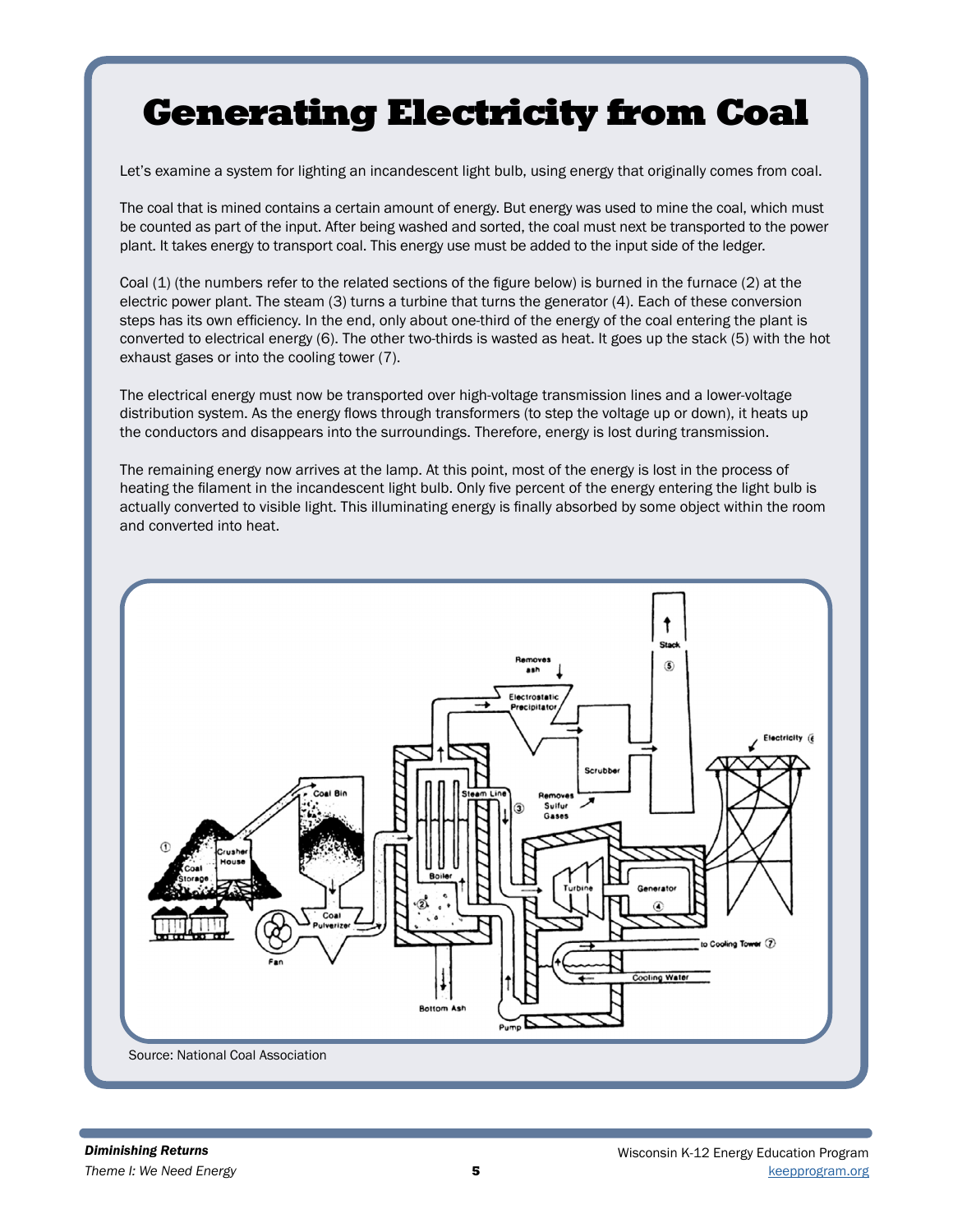# Generating Electricity from Coal

Let's examine a system for lighting an incandescent light bulb, using energy that originally comes from coal.

The coal that is mined contains a certain amount of energy. But energy was used to mine the coal, which must be counted as part of the input. After being washed and sorted, the coal must next be transported to the power plant. It takes energy to transport coal. This energy use must be added to the input side of the ledger.

Coal (1) (the numbers refer to the related sections of the figure below) is burned in the furnace (2) at the electric power plant. The steam (3) turns a turbine that turns the generator (4). Each of these conversion steps has its own efficiency. In the end, only about one-third of the energy of the coal entering the plant is converted to electrical energy (6). The other two-thirds is wasted as heat. It goes up the stack (5) with the hot exhaust gases or into the cooling tower (7).

The electrical energy must now be transported over high-voltage transmission lines and a lower-voltage distribution system. As the energy flows through transformers (to step the voltage up or down), it heats up the conductors and disappears into the surroundings. Therefore, energy is lost during transmission.

The remaining energy now arrives at the lamp. At this point, most of the energy is lost in the process of heating the filament in the incandescent light bulb. Only five percent of the energy entering the light bulb is actually converted to visible light. This illuminating energy is finally absorbed by some object within the room and converted into heat.

Source: National Coal Association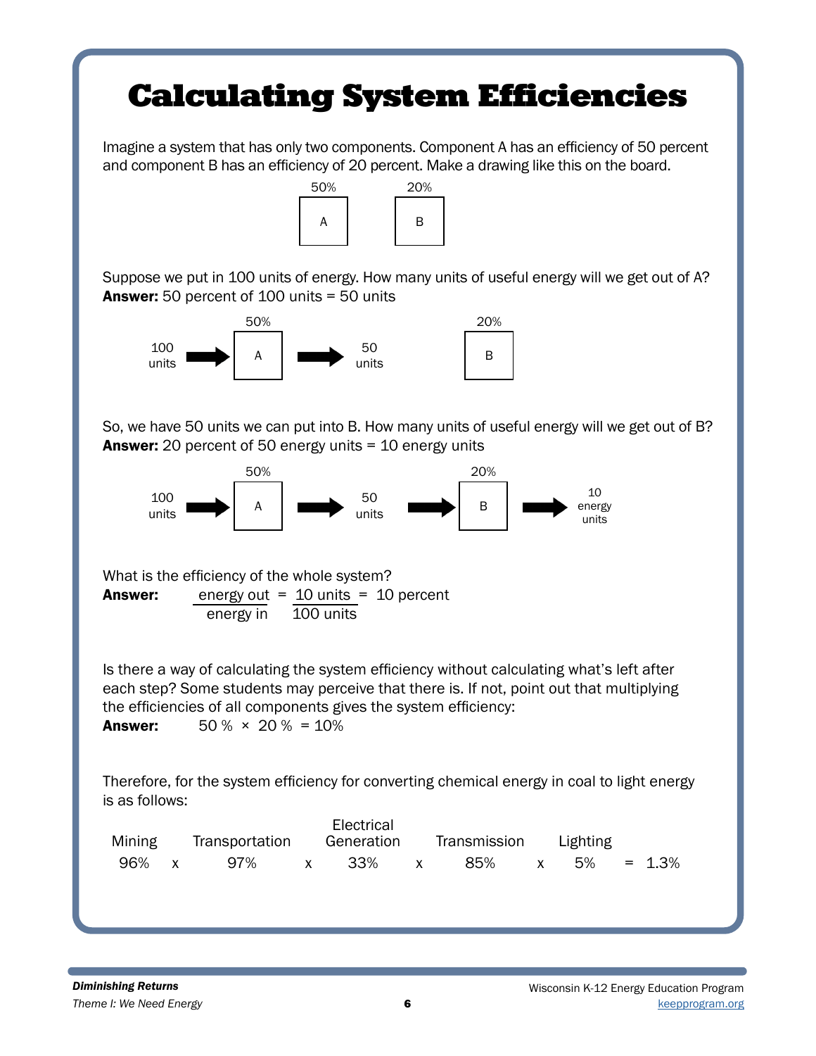# Calculating System Efficiencies

Imagine a system that has only two components. Component A has an efficiency of 50 percent and component B has an efficiency of 20 percent. Make a drawing like this on the board.

50% [A] 20% [B]

Suppose we put in 100 units of energy. How many units of useful energy will we get out of A?
**Answer:** 50 percent of 100 units = 50 units

100 units → [A 50%] → 50 units [B 20%]

So, we have 50 units we can put into B. How many units of useful energy will we get out of B?
**Answer:** 20 percent of 50 energy units = 10 energy units

100 units → [A 50%] → 50 units → [B 20%] → 10 energy units

What is the efficiency of the whole system?

**Answer:** $\frac{\text{energy out}}{\text{energy in}} = \frac{10 \text{ units}}{100 \text{ units}} = 10$ percent

Is there a way of calculating the system efficiency without calculating what's left after each step? Some students may perceive that there is. If not, point out that multiplying the efficiencies of all components gives the system efficiency:

**Answer:** 50 % × 20 % = 10%

Therefore, for the system efficiency for converting chemical energy in coal to light energy is as follows:

| Mining | | Transportation | | Electrical Generation | | Transmission | | Lighting | | |
|---|---|---|---|---|---|---|---|---|---|---|
| 96% | x | 97% | x | 33% | x | 85% | x | 5% | = | 1.3% |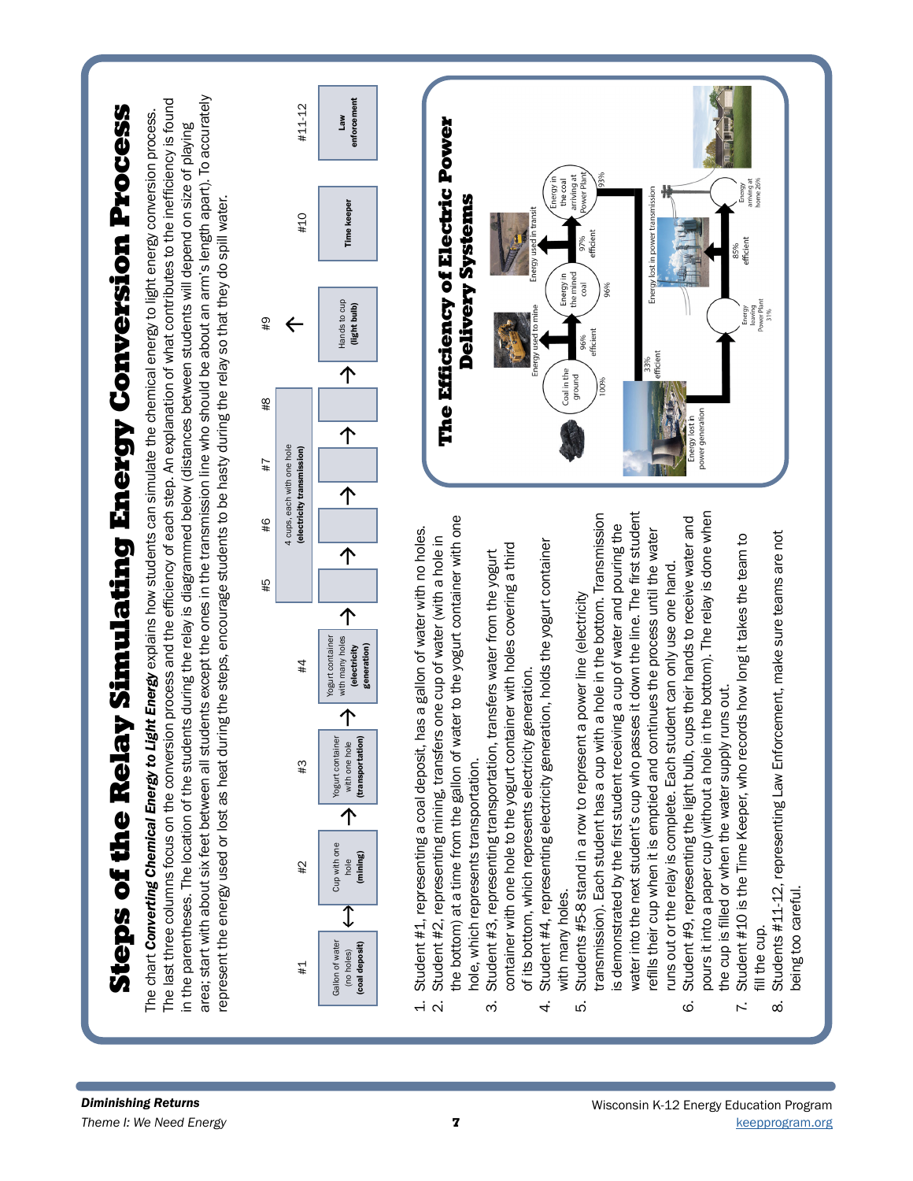# Steps of the Relay Simulating Energy Conversion Process

The chart ***Converting Chemical Energy to Light Energy*** explains how students can simulate the chemical energy to light energy conversion process. The last three columns focus on the conversion process and the efficiency of each step. An explanation of what contributes to the inefficiency is found in the parentheses. The location of the students during the relay is diagrammed below (distances between students will depend on size of playing area; start with about six feet between all students except the ones in the transmission line who should be about an arm's length apart). To accurately represent the energy used or lost as heat during the steps, encourage students to be hasty during the relay so that they do spill water.

| #1 | | #2 | | #3 | | #4 | | #5 | | #6 | | #7 | | #8 | | #9 | #10 | #11-12 |
|---|---|---|---|---|---|---|---|---|---|---|---|---|---|---|---|---|---|---|
| Gallon of water (no holes) **(coal deposit)** | ↔ | Cup with one hole **(mining)** | → | Yogurt container with one hole **(transportation)** | → | Yogurt container with many holes **(electricity generation)** | → | 4 cups, each with one hole **(electricity transmission)** | → | | → | | → | | → | Hands to cup **(light bulb)** ↑ | **Time keeper** | **Law enforcement** |

1. Student #1, representing a coal deposit, has a gallon of water with no holes.
2. Student #2, representing mining, transfers one cup of water (with a hole in the bottom) at a time from the gallon of water to the yogurt container with one hole, which represents transportation.
3. Student #3, representing transportation, transfers water from the yogurt container with one hole to the yogurt container with holes covering a third of its bottom, which represents electricity generation.
4. Student #4, representing electricity generation, holds the yogurt container with many holes.
5. Students #5-8 stand in a row to represent a power line (electricity transmission). Each student has a cup with a hole in the bottom. Transmission is demonstrated by the first student receiving a cup of water and pouring the water into the next student's cup who passes it down the line. The first student refills their cup when it is emptied and continues the process until the water runs out or the relay is complete. Each student can only use one hand.
6. Student #9, representing the light bulb, cups their hands to receive water and pours it into a paper cup (without a hole in the bottom). The relay is done when the cup is filled or when the water supply runs out.
7. Student #10 is the Time Keeper, who records how long it takes the team to fill the cup.
8. Students #11-12, representing Law Enforcement, make sure teams are not being too careful.

## The Efficiency of Electric Power Delivery Systems

- Coal in the ground: 100%
- Energy used to mine — 96% efficient
- Energy in the mined coal: 96%
- Energy used in transit — 97% efficient
- Energy in the coal arriving at Power Plant: 93%
- Energy lost in power generation — 33% efficient
- Energy leaving Power Plant: 31%
- Energy lost in power transmission — 85% efficient
- Energy arriving at home: 26%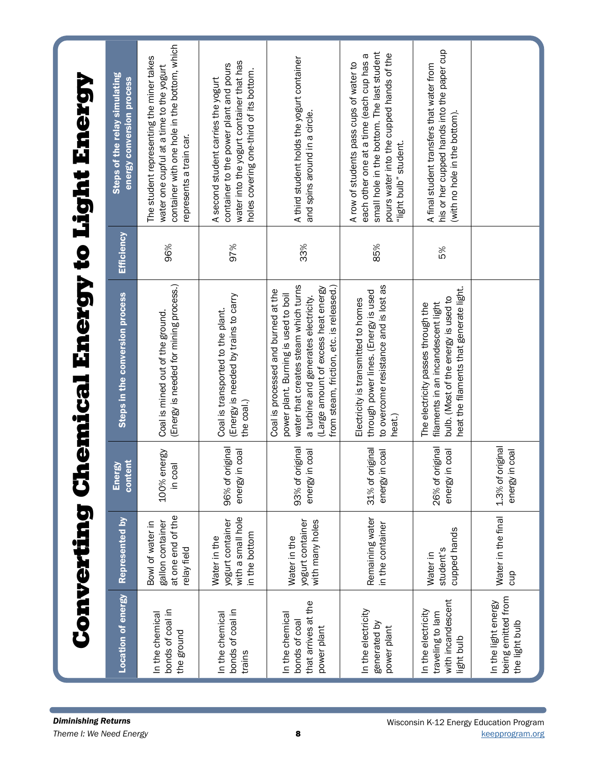# Converting Chemical Energy to Light Energy

| Location of energy | Represented by | Energy content | Steps in the conversion process | Efficiency | Steps of the relay simulating energy conversion process |
|---|---|---|---|---|---|
| In the chemical bonds of coal in the ground | Bowl of water in gallon container at one end of the relay field | 100% energy in coal | Coal is mined out of the ground. (Energy is needed for mining process.) | 96% | The student representing the miner takes water one cupful at a time to the yogurt container with one hole in the bottom, which represents a train car. |
| In the chemical bonds of coal in trains | Water in the yogurt container with a small hole in the bottom | 96% of original energy in coal | Coal is transported to the plant. (Energy is needed by trains to carry the coal.) | 97% | A second student carries the yogurt container to the power plant and pours water into the yogurt container that has holes covering one-third of its bottom. |
| In the chemical bonds of coal that arrives at the power plant | Water in the yogurt container with many holes | 93% of original energy in coal | Coal is processed and burned at the power plant. Burning is used to boil water that creates steam which turns a turbine and generates electricity. (Large amount of excess heat energy from steam, friction, etc. is released.) | 33% | A third student holds the yogurt container and spins around in a circle. |
| In the electricity generated by power plant | Remaining water in the container | 31% of original energy in coal | Electricity is transmitted to homes through power lines. (Energy is used to overcome resistance and is lost as heat.) | 85% | A row of students pass cups of water to each other one at a time (each cup has a small hole in the bottom. The last student pours water into the cupped hands of the "light bulb" student. |
| In the electricity traveling to lam with incandescent light bulb | Water in student's cupped hands | 26% of original energy in coal | The electricity passes through the filaments in an incandescent light bulb. (Most of the energy is used to heat the filaments that generate light. | 5% | A final student transfers that water from his or her cupped hands into the paper cup (with no hole in the bottom). |
| In the light energy being emitted from the light bulb | Water in the final cup | 1.3% of original energy in coal | | | |